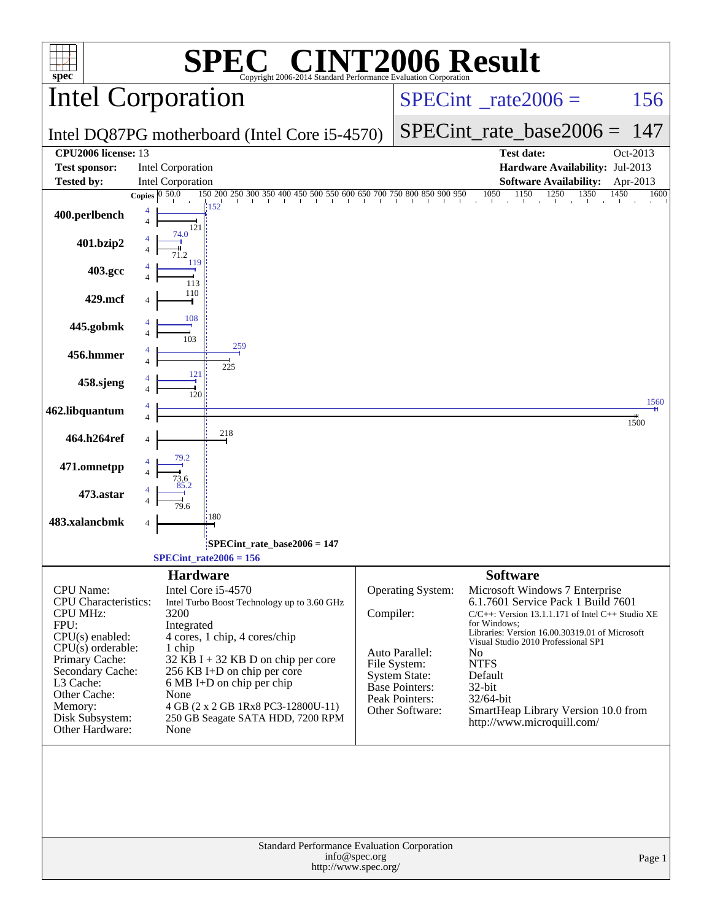# SPEC® CINT2006 Result

Copyright 2006-2014 Standard Performance Evaluation Corporation

## Intel Corporation

Intel DQ87PG motherboard (Intel Core i5-4570)

SPECint_rate2006 = 156

SPECint_rate_base2006 = 147

| | | | |
|---|---|---|---|
| **CPU2006 license:** | 13 | **Test date:** | Oct-2013 |
| **Test sponsor:** | Intel Corporation | **Hardware Availability:** | Jul-2013 |
| **Tested by:** | Intel Corporation | **Software Availability:** | Apr-2013 |

| Benchmark | Copies | Peak | Base |
|---|---|---|---|
| 400.perlbench | 4 | 152 | 121 |
| 401.bzip2 | 4 | 74.0 | 71.2 |
| 403.gcc | 4 | 119 | 113 |
| 429.mcf | 4 | | 110 |
| 445.gobmk | 4 | 108 | 103 |
| 456.hmmer | 4 | 259 | 225 |
| 458.sjeng | 4 | 121 | 120 |
| 462.libquantum | 4 | 1560 | 1500 |
| 464.h264ref | 4 | | 218 |
| 471.omnetpp | 4 | 79.2 | 73.6 |
| 473.astar | 4 | 85.2 | 79.6 |
| 483.xalancbmk | 4 | | 180 |

SPECint_rate_base2006 = 147

SPECint_rate2006 = 156

### Hardware

| | |
|---|---|
| CPU Name: | Intel Core i5-4570 |
| CPU Characteristics: | Intel Turbo Boost Technology up to 3.60 GHz |
| CPU MHz: | 3200 |
| FPU: | Integrated |
| CPU(s) enabled: | 4 cores, 1 chip, 4 cores/chip |
| CPU(s) orderable: | 1 chip |
| Primary Cache: | 32 KB I + 32 KB D on chip per core |
| Secondary Cache: | 256 KB I+D on chip per core |
| L3 Cache: | 6 MB I+D on chip per chip |
| Other Cache: | None |
| Memory: | 4 GB (2 x 2 GB 1Rx8 PC3-12800U-11) |
| Disk Subsystem: | 250 GB Seagate SATA HDD, 7200 RPM |
| Other Hardware: | None |

### Software

| | |
|---|---|
| Operating System: | Microsoft Windows 7 Enterprise 6.1.7601 Service Pack 1 Build 7601 |
| Compiler: | C/C++: Version 13.1.1.171 of Intel C++ Studio XE for Windows; Libraries: Version 16.00.30319.01 of Microsoft Visual Studio 2010 Professional SP1 |
| Auto Parallel: | No |
| File System: | NTFS |
| System State: | Default |
| Base Pointers: | 32-bit |
| Peak Pointers: | 32/64-bit |
| Other Software: | SmartHeap Library Version 10.0 from http://www.microquill.com/ |

Standard Performance Evaluation Corporation
info@spec.org
http://www.spec.org/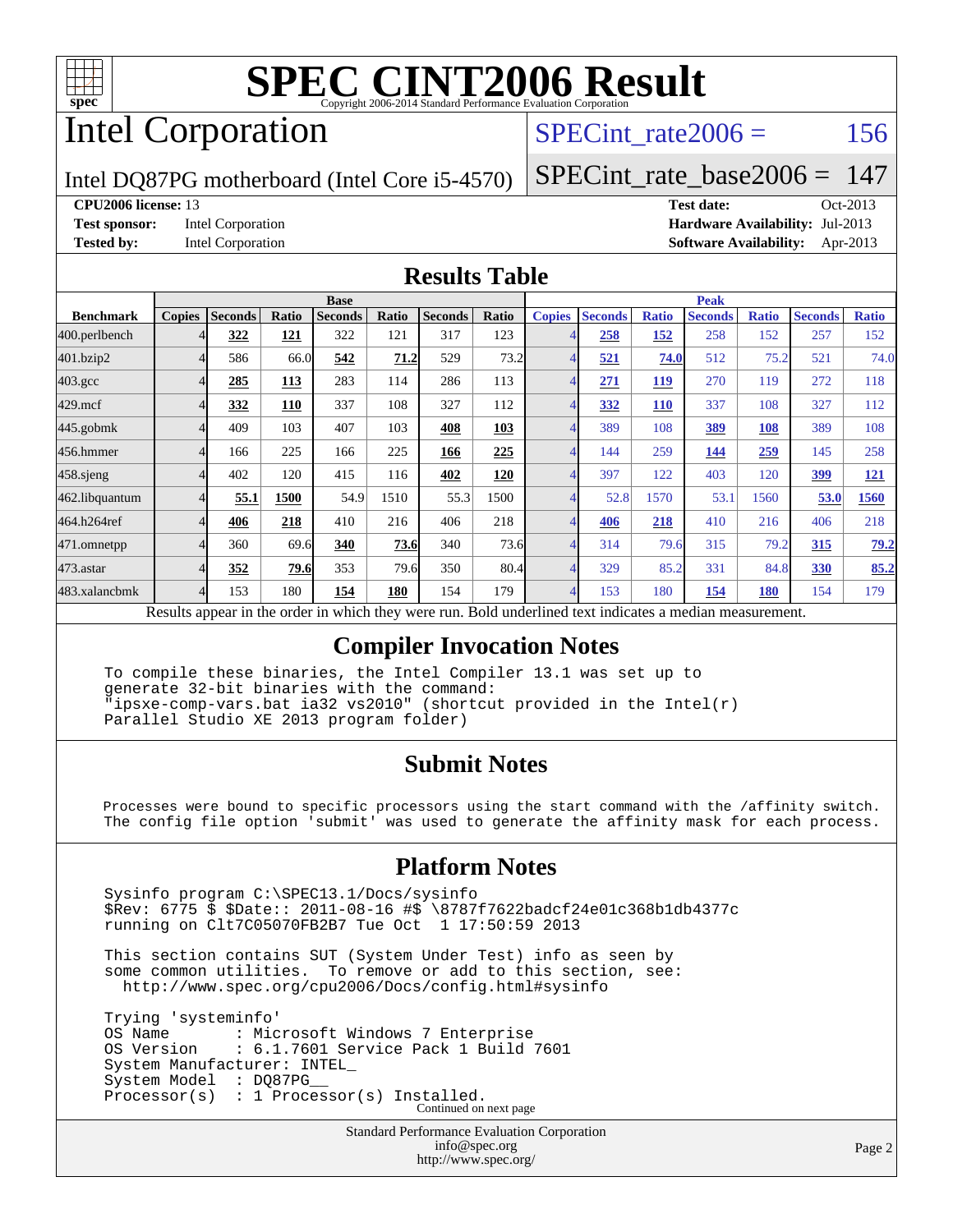# SPEC CINT2006 Result

Copyright 2006-2014 Standard Performance Evaluation Corporation

# Intel Corporation

Intel DQ87PG motherboard (Intel Core i5-4570)

SPECint_rate2006 = 156

SPECint_rate_base2006 = 147

**CPU2006 license:** 13

**Test sponsor:** Intel Corporation

**Tested by:** Intel Corporation

**Test date:** Oct-2013

**Hardware Availability:** Jul-2013

**Software Availability:** Apr-2013

## Results Table

| Benchmark | Base | | | | | | | Peak | | | | | | |
|---|---|---|---|---|---|---|---|---|---|---|---|---|---|---|
| | Copies | Seconds | Ratio | Seconds | Ratio | Seconds | Ratio | Copies | Seconds | Ratio | Seconds | Ratio | Seconds | Ratio |
| 400.perlbench | 4 | **322** | **121** | 322 | 121 | 317 | 123 | 4 | **258** | **152** | 258 | 152 | 257 | 152 |
| 401.bzip2 | 4 | 586 | 66.0 | **542** | **71.2** | 529 | 73.2 | 4 | **521** | **74.0** | 512 | 75.2 | 521 | 74.0 |
| 403.gcc | 4 | **285** | **113** | 283 | 114 | 286 | 113 | 4 | **271** | **119** | 270 | 119 | 272 | 118 |
| 429.mcf | 4 | **332** | **110** | 337 | 108 | 327 | 112 | 4 | **332** | **110** | 337 | 108 | 327 | 112 |
| 445.gobmk | 4 | 409 | 103 | 407 | 103 | **408** | **103** | 4 | 389 | 108 | **389** | **108** | 389 | 108 |
| 456.hmmer | 4 | 166 | 225 | 166 | 225 | **166** | **225** | 4 | 144 | 259 | **144** | **259** | 145 | 258 |
| 458.sjeng | 4 | 402 | 120 | 415 | 116 | **402** | **120** | 4 | 397 | 122 | 403 | 120 | **399** | **121** |
| 462.libquantum | 4 | **55.1** | **1500** | 54.9 | 1510 | 55.3 | 1500 | 4 | 52.8 | 1570 | 53.1 | 1560 | **53.0** | **1560** |
| 464.h264ref | 4 | **406** | **218** | 410 | 216 | 406 | 218 | 4 | **406** | **218** | 410 | 216 | 406 | 218 |
| 471.omnetpp | 4 | 360 | 69.6 | **340** | **73.6** | 340 | 73.6 | 4 | 314 | 79.6 | 315 | 79.2 | **315** | **79.2** |
| 473.astar | 4 | **352** | **79.6** | 353 | 79.6 | 350 | 80.4 | 4 | 329 | 85.2 | 331 | 84.8 | **330** | **85.2** |
| 483.xalancbmk | 4 | 153 | 180 | **154** | **180** | 154 | 179 | 4 | 153 | 180 | **154** | **180** | 154 | 179 |

Results appear in the order in which they were run. Bold underlined text indicates a median measurement.

## Compiler Invocation Notes

```
To compile these binaries, the Intel Compiler 13.1 was set up to
generate 32-bit binaries with the command:
"ipsxe-comp-vars.bat ia32 vs2010" (shortcut provided in the Intel(r)
Parallel Studio XE 2013 program folder)
```

## Submit Notes

```
Processes were bound to specific processors using the start command with the /affinity switch.
The config file option 'submit' was used to generate the affinity mask for each process.
```

## Platform Notes

```
Sysinfo program C:\SPEC13.1/Docs/sysinfo
$Rev: 6775 $ $Date:: 2011-08-16 #$ \8787f7622badcf24e01c368b1db4377c
running on Clt7C05070FB2B7 Tue Oct  1 17:50:59 2013

This section contains SUT (System Under Test) info as seen by
some common utilities.  To remove or add to this section, see:
  http://www.spec.org/cpu2006/Docs/config.html#sysinfo

Trying 'systeminfo'
OS Name        : Microsoft Windows 7 Enterprise
OS Version     : 6.1.7601 Service Pack 1 Build 7601
System Manufacturer: INTEL_
System Model   : DQ87PG__
Processor(s)   : 1 Processor(s) Installed.
```

Continued on next page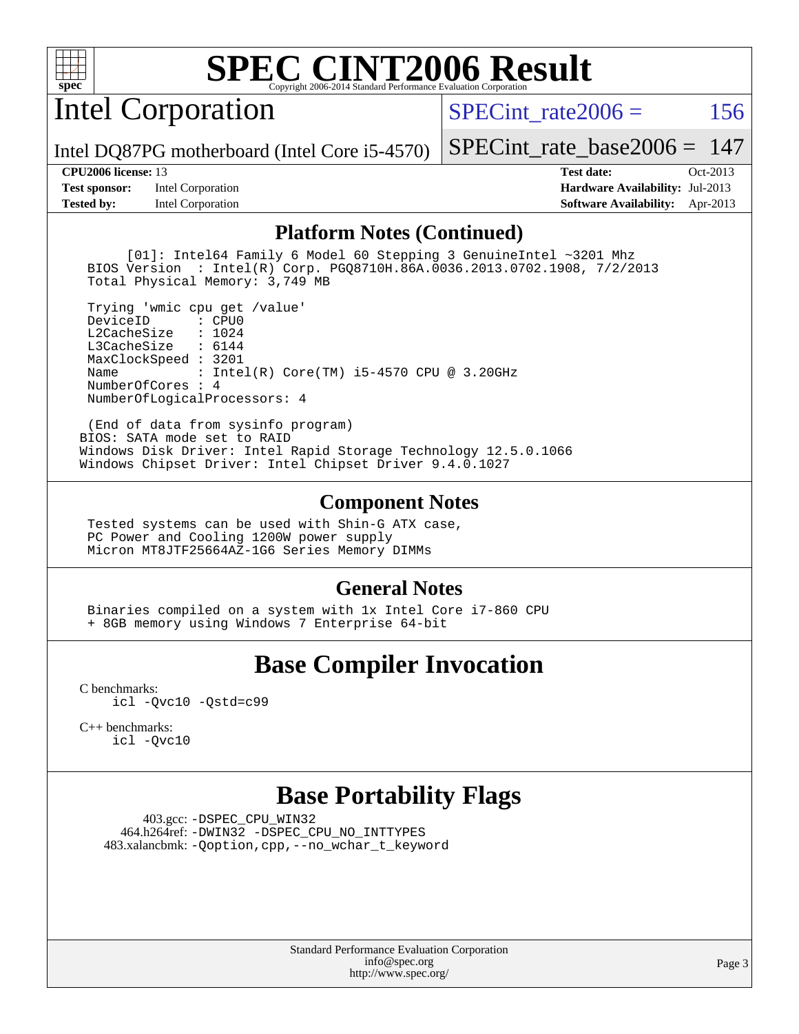# SPEC CINT2006 Result

Copyright 2006-2014 Standard Performance Evaluation Corporation

## Intel Corporation

Intel DQ87PG motherboard (Intel Core i5-4570)

SPECint_rate2006 = 156

SPECint_rate_base2006 = 147

**CPU2006 license:** 13
**Test sponsor:** Intel Corporation
**Tested by:** Intel Corporation
**Test date:** Oct-2013
**Hardware Availability:** Jul-2013
**Software Availability:** Apr-2013

### Platform Notes (Continued)

```
     [01]: Intel64 Family 6 Model 60 Stepping 3 GenuineIntel ~3201 Mhz
  BIOS Version  : Intel(R) Corp. PGQ8710H.86A.0036.2013.0702.1908, 7/2/2013
  Total Physical Memory: 3,749 MB

  Trying 'wmic cpu get /value'
  DeviceID       : CPU0
  L2CacheSize    : 1024
  L3CacheSize    : 6144
  MaxClockSpeed : 3201
  Name           : Intel(R) Core(TM) i5-4570 CPU @ 3.20GHz
  NumberOfCores : 4
  NumberOfLogicalProcessors: 4

  (End of data from sysinfo program)
 BIOS: SATA mode set to RAID
 Windows Disk Driver: Intel Rapid Storage Technology 12.5.0.1066
 Windows Chipset Driver: Intel Chipset Driver 9.4.0.1027
```

### Component Notes

```
  Tested systems can be used with Shin-G ATX case,
  PC Power and Cooling 1200W power supply
  Micron MT8JTF25664AZ-1G6 Series Memory DIMMs
```

### General Notes

```
  Binaries compiled on a system with 1x Intel Core i7-860 CPU
  + 8GB memory using Windows 7 Enterprise 64-bit
```

## Base Compiler Invocation

C benchmarks:
```
icl -Qvc10 -Qstd=c99
```

C++ benchmarks:
```
icl -Qvc10
```

## Base Portability Flags

403.gcc: -DSPEC_CPU_WIN32
464.h264ref: -DWIN32 -DSPEC_CPU_NO_INTTYPES
483.xalancbmk: -Qoption,cpp,--no_wchar_t_keyword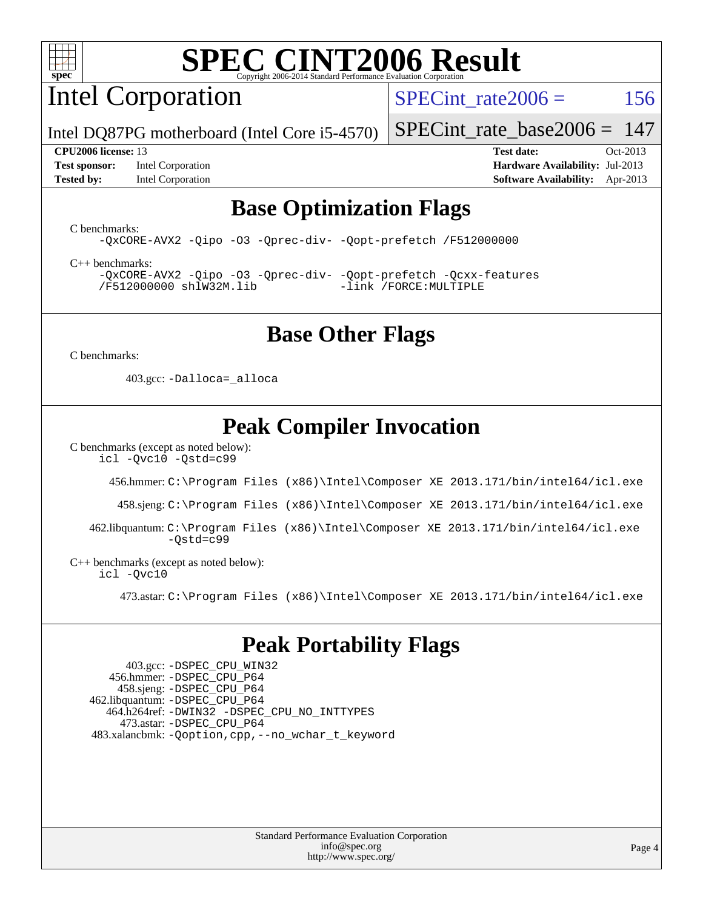# SPEC CINT2006 Result

Copyright 2006-2014 Standard Performance Evaluation Corporation

## Intel Corporation

Intel DQ87PG motherboard (Intel Core i5-4570)

SPECint_rate2006 = 156

SPECint_rate_base2006 = 147

**CPU2006 license:** 13
**Test sponsor:** Intel Corporation
**Tested by:** Intel Corporation

**Test date:** Oct-2013
**Hardware Availability:** Jul-2013
**Software Availability:** Apr-2013

## Base Optimization Flags

C benchmarks:

```
-QxCORE-AVX2 -Qipo -O3 -Qprec-div- -Qopt-prefetch /F512000000
```

C++ benchmarks:

```
-QxCORE-AVX2 -Qipo -O3 -Qprec-div- -Qopt-prefetch -Qcxx-features
/F512000000 shlW32M.lib              -link /FORCE:MULTIPLE
```

## Base Other Flags

C benchmarks:

403.gcc: `-Dalloca=_alloca`

## Peak Compiler Invocation

C benchmarks (except as noted below):

```
icl -Qvc10 -Qstd=c99
```

456.hmmer: `C:\Program Files (x86)\Intel\Composer XE 2013.171/bin/intel64/icl.exe`

458.sjeng: `C:\Program Files (x86)\Intel\Composer XE 2013.171/bin/intel64/icl.exe`

462.libquantum: `C:\Program Files (x86)\Intel\Composer XE 2013.171/bin/intel64/icl.exe -Qstd=c99`

C++ benchmarks (except as noted below):

```
icl -Qvc10
```

473.astar: `C:\Program Files (x86)\Intel\Composer XE 2013.171/bin/intel64/icl.exe`

## Peak Portability Flags

403.gcc: `-DSPEC_CPU_WIN32`
456.hmmer: `-DSPEC_CPU_P64`
458.sjeng: `-DSPEC_CPU_P64`
462.libquantum: `-DSPEC_CPU_P64`
464.h264ref: `-DWIN32 -DSPEC_CPU_NO_INTTYPES`
473.astar: `-DSPEC_CPU_P64`
483.xalancbmk: `-Qoption,cpp,--no_wchar_t_keyword`

Standard Performance Evaluation Corporation
info@spec.org
http://www.spec.org/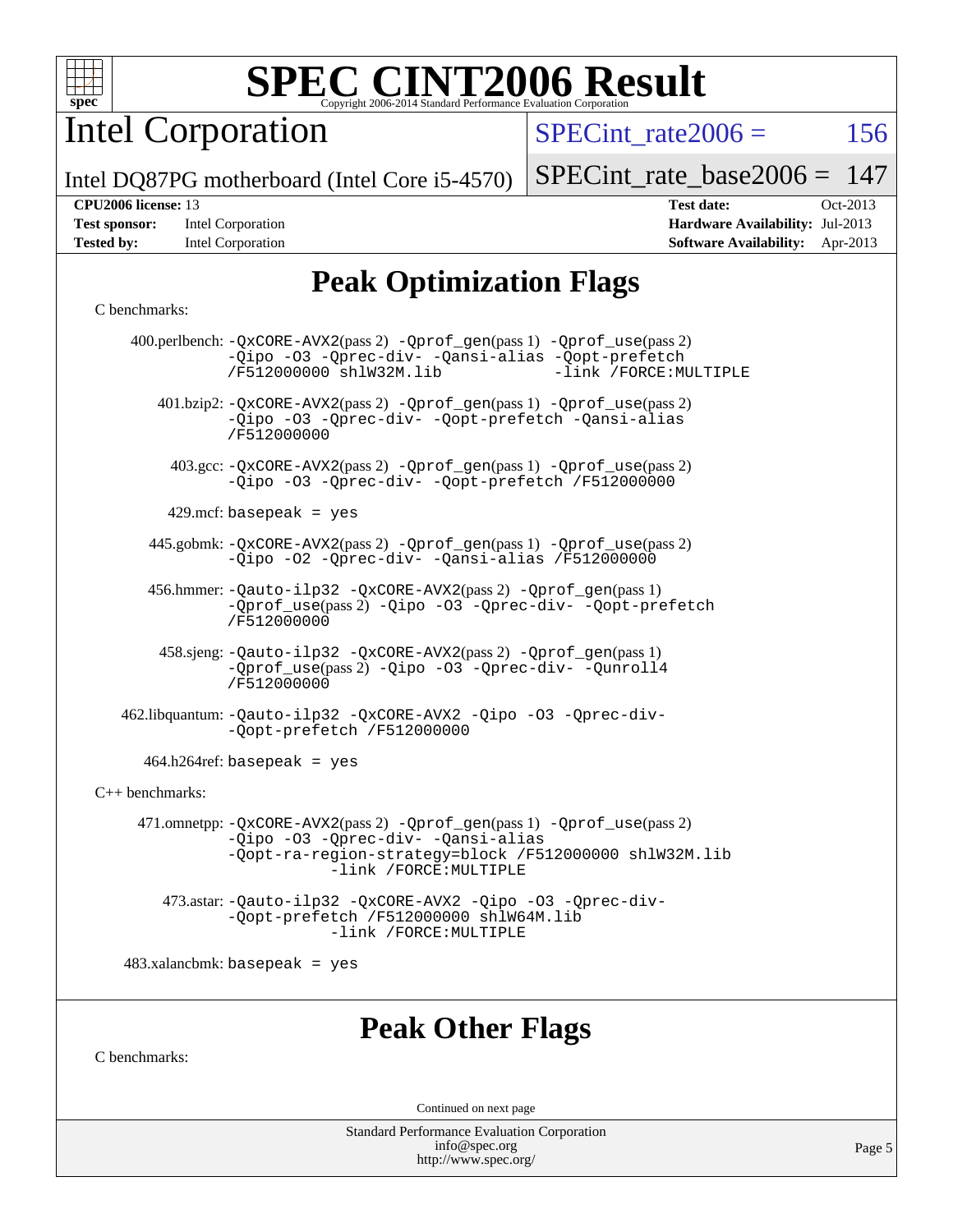# SPEC CINT2006 Result

Copyright 2006-2014 Standard Performance Evaluation Corporation

## Intel Corporation

Intel DQ87PG motherboard (Intel Core i5-4570)

SPECint_rate2006 = 156

SPECint_rate_base2006 = 147

**CPU2006 license:** 13
**Test sponsor:** Intel Corporation
**Tested by:** Intel Corporation

**Test date:** Oct-2013
**Hardware Availability:** Jul-2013
**Software Availability:** Apr-2013

## Peak Optimization Flags

C benchmarks:

400.perlbench: -QxCORE-AVX2(pass 2) -Qprof_gen(pass 1) -Qprof_use(pass 2) -Qipo -O3 -Qprec-div- -Qansi-alias -Qopt-prefetch /F512000000 shlW32M.lib -link /FORCE:MULTIPLE

401.bzip2: -QxCORE-AVX2(pass 2) -Qprof_gen(pass 1) -Qprof_use(pass 2) -Qipo -O3 -Qprec-div- -Qopt-prefetch -Qansi-alias /F512000000

403.gcc: -QxCORE-AVX2(pass 2) -Qprof_gen(pass 1) -Qprof_use(pass 2) -Qipo -O3 -Qprec-div- -Qopt-prefetch /F512000000

429.mcf: basepeak = yes

445.gobmk: -QxCORE-AVX2(pass 2) -Qprof_gen(pass 1) -Qprof_use(pass 2) -Qipo -O2 -Qprec-div- -Qansi-alias /F512000000

456.hmmer: -Qauto-ilp32 -QxCORE-AVX2(pass 2) -Qprof_gen(pass 1) -Qprof_use(pass 2) -Qipo -O3 -Qprec-div- -Qopt-prefetch /F512000000

458.sjeng: -Qauto-ilp32 -QxCORE-AVX2(pass 2) -Qprof_gen(pass 1) -Qprof_use(pass 2) -Qipo -O3 -Qprec-div- -Qunroll4 /F512000000

462.libquantum: -Qauto-ilp32 -QxCORE-AVX2 -Qipo -O3 -Qprec-div- -Qopt-prefetch /F512000000

464.h264ref: basepeak = yes

C++ benchmarks:

471.omnetpp: -QxCORE-AVX2(pass 2) -Qprof_gen(pass 1) -Qprof_use(pass 2) -Qipo -O3 -Qprec-div- -Qansi-alias -Qopt-ra-region-strategy=block /F512000000 shlW32M.lib -link /FORCE:MULTIPLE

473.astar: -Qauto-ilp32 -QxCORE-AVX2 -Qipo -O3 -Qprec-div- -Qopt-prefetch /F512000000 shlW64M.lib -link /FORCE:MULTIPLE

483.xalancbmk: basepeak = yes

## Peak Other Flags

C benchmarks:

Continued on next page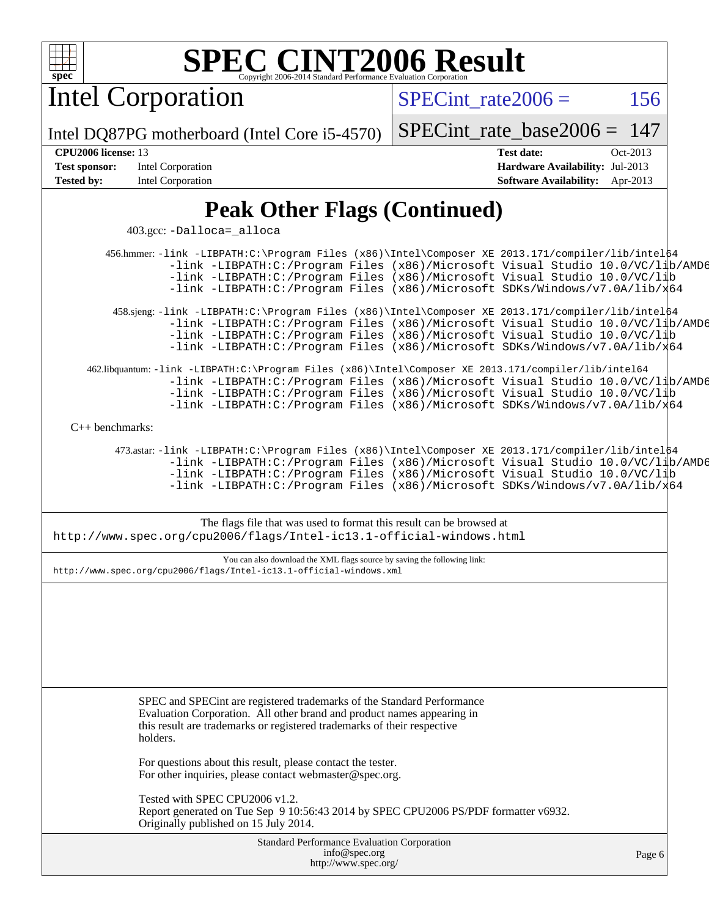# Intel Corporation

Intel DQ87PG motherboard (Intel Core i5-4570)

SPECint_rate2006 = 156

SPECint_rate_base2006 = 147

**CPU2006 license:** 13
**Test sponsor:** Intel Corporation
**Tested by:** Intel Corporation

**Test date:** Oct-2013
**Hardware Availability:** Jul-2013
**Software Availability:** Apr-2013

## Peak Other Flags (Continued)

403.gcc: -Dalloca=_alloca

456.hmmer: -link -LIBPATH:C:\Program Files (x86)\Intel\Composer XE 2013.171/compiler/lib/intel64
-link -LIBPATH:C:/Program Files (x86)/Microsoft Visual Studio 10.0/VC/lib/AMD64
-link -LIBPATH:C:/Program Files (x86)/Microsoft Visual Studio 10.0/VC/lib
-link -LIBPATH:C:/Program Files (x86)/Microsoft SDKs/Windows/v7.0A/lib/x64

458.sjeng: -link -LIBPATH:C:\Program Files (x86)\Intel\Composer XE 2013.171/compiler/lib/intel64
-link -LIBPATH:C:/Program Files (x86)/Microsoft Visual Studio 10.0/VC/lib/AMD64
-link -LIBPATH:C:/Program Files (x86)/Microsoft Visual Studio 10.0/VC/lib
-link -LIBPATH:C:/Program Files (x86)/Microsoft SDKs/Windows/v7.0A/lib/x64

462.libquantum: -link -LIBPATH:C:\Program Files (x86)\Intel\Composer XE 2013.171/compiler/lib/intel64
-link -LIBPATH:C:/Program Files (x86)/Microsoft Visual Studio 10.0/VC/lib/AMD64
-link -LIBPATH:C:/Program Files (x86)/Microsoft Visual Studio 10.0/VC/lib
-link -LIBPATH:C:/Program Files (x86)/Microsoft SDKs/Windows/v7.0A/lib/x64

C++ benchmarks:

473.astar: -link -LIBPATH:C:\Program Files (x86)\Intel\Composer XE 2013.171/compiler/lib/intel64
-link -LIBPATH:C:/Program Files (x86)/Microsoft Visual Studio 10.0/VC/lib/AMD64
-link -LIBPATH:C:/Program Files (x86)/Microsoft Visual Studio 10.0/VC/lib
-link -LIBPATH:C:/Program Files (x86)/Microsoft SDKs/Windows/v7.0A/lib/x64

The flags file that was used to format this result can be browsed at
http://www.spec.org/cpu2006/flags/Intel-ic13.1-official-windows.html

You can also download the XML flags source by saving the following link:
http://www.spec.org/cpu2006/flags/Intel-ic13.1-official-windows.xml

SPEC and SPECint are registered trademarks of the Standard Performance Evaluation Corporation. All other brand and product names appearing in this result are trademarks or registered trademarks of their respective holders.

For questions about this result, please contact the tester.
For other inquiries, please contact webmaster@spec.org.

Tested with SPEC CPU2006 v1.2.
Report generated on Tue Sep 9 10:56:43 2014 by SPEC CPU2006 PS/PDF formatter v6932.
Originally published on 15 July 2014.